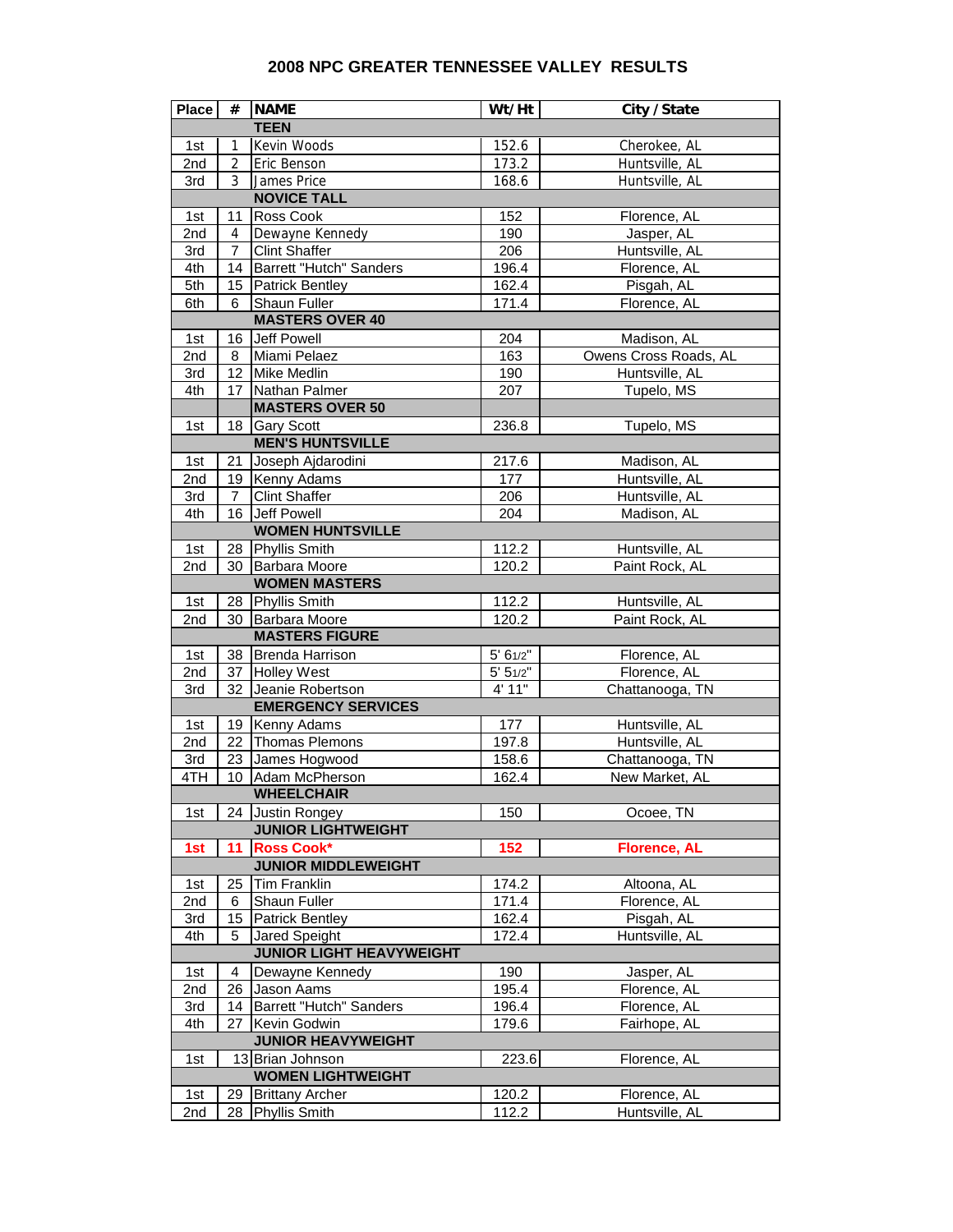# 2008 NPC GREATER TENNESSEE VALLEY RESULTS

| Place | # | NAME | Wt/Ht | City / State |
|---|---|---|---|---|
| | | **TEEN** | | |
| 1st | 1 | Kevin Woods | 152.6 | Cherokee, AL |
| 2nd | 2 | Eric Benson | 173.2 | Huntsville, AL |
| 3rd | 3 | James Price | 168.6 | Huntsville, AL |
| | | **NOVICE TALL** | | |
| 1st | 11 | Ross Cook | 152 | Florence, AL |
| 2nd | 4 | Dewayne Kennedy | 190 | Jasper, AL |
| 3rd | 7 | Clint Shaffer | 206 | Huntsville, AL |
| 4th | 14 | Barrett "Hutch" Sanders | 196.4 | Florence, AL |
| 5th | 15 | Patrick Bentley | 162.4 | Pisgah, AL |
| 6th | 6 | Shaun Fuller | 171.4 | Florence, AL |
| | | **MASTERS OVER 40** | | |
| 1st | 16 | Jeff Powell | 204 | Madison, AL |
| 2nd | 8 | Miami Pelaez | 163 | Owens Cross Roads, AL |
| 3rd | 12 | Mike Medlin | 190 | Huntsville, AL |
| 4th | 17 | Nathan Palmer | 207 | Tupelo, MS |
| | | **MASTERS OVER 50** | | |
| 1st | 18 | Gary Scott | 236.8 | Tupelo, MS |
| | | **MEN'S HUNTSVILLE** | | |
| 1st | 21 | Joseph Ajdarodini | 217.6 | Madison, AL |
| 2nd | 19 | Kenny Adams | 177 | Huntsville, AL |
| 3rd | 7 | Clint Shaffer | 206 | Huntsville, AL |
| 4th | 16 | Jeff Powell | 204 | Madison, AL |
| | | **WOMEN HUNTSVILLE** | | |
| 1st | 28 | Phyllis Smith | 112.2 | Huntsville, AL |
| 2nd | 30 | Barbara Moore | 120.2 | Paint Rock, AL |
| | | **WOMEN MASTERS** | | |
| 1st | 28 | Phyllis Smith | 112.2 | Huntsville, AL |
| 2nd | 30 | Barbara Moore | 120.2 | Paint Rock, AL |
| | | **MASTERS FIGURE** | | |
| 1st | 38 | Brenda Harrison | 5' 6 1/2" | Florence, AL |
| 2nd | 37 | Holley West | 5' 5 1/2" | Florence, AL |
| 3rd | 32 | Jeanie Robertson | 4' 11" | Chattanooga, TN |
| | | **EMERGENCY SERVICES** | | |
| 1st | 19 | Kenny Adams | 177 | Huntsville, AL |
| 2nd | 22 | Thomas Plemons | 197.8 | Huntsville, AL |
| 3rd | 23 | James Hogwood | 158.6 | Chattanooga, TN |
| 4TH | 10 | Adam McPherson | 162.4 | New Market, AL |
| | | **WHEELCHAIR** | | |
| 1st | 24 | Justin Rongey | 150 | Ocoee, TN |
| | | **JUNIOR LIGHTWEIGHT** | | |
| 1st | 11 | Ross Cook* | 152 | Florence, AL |
| | | **JUNIOR MIDDLEWEIGHT** | | |
| 1st | 25 | Tim Franklin | 174.2 | Altoona, AL |
| 2nd | 6 | Shaun Fuller | 171.4 | Florence, AL |
| 3rd | 15 | Patrick Bentley | 162.4 | Pisgah, AL |
| 4th | 5 | Jared Speight | 172.4 | Huntsville, AL |
| | | **JUNIOR LIGHT HEAVYWEIGHT** | | |
| 1st | 4 | Dewayne Kennedy | 190 | Jasper, AL |
| 2nd | 26 | Jason Aams | 195.4 | Florence, AL |
| 3rd | 14 | Barrett "Hutch" Sanders | 196.4 | Florence, AL |
| 4th | 27 | Kevin Godwin | 179.6 | Fairhope, AL |
| | | **JUNIOR HEAVYWEIGHT** | | |
| 1st | 13 | Brian Johnson | 223.6 | Florence, AL |
| | | **WOMEN LIGHTWEIGHT** | | |
| 1st | 29 | Brittany Archer | 120.2 | Florence, AL |
| 2nd | 28 | Phyllis Smith | 112.2 | Huntsville, AL |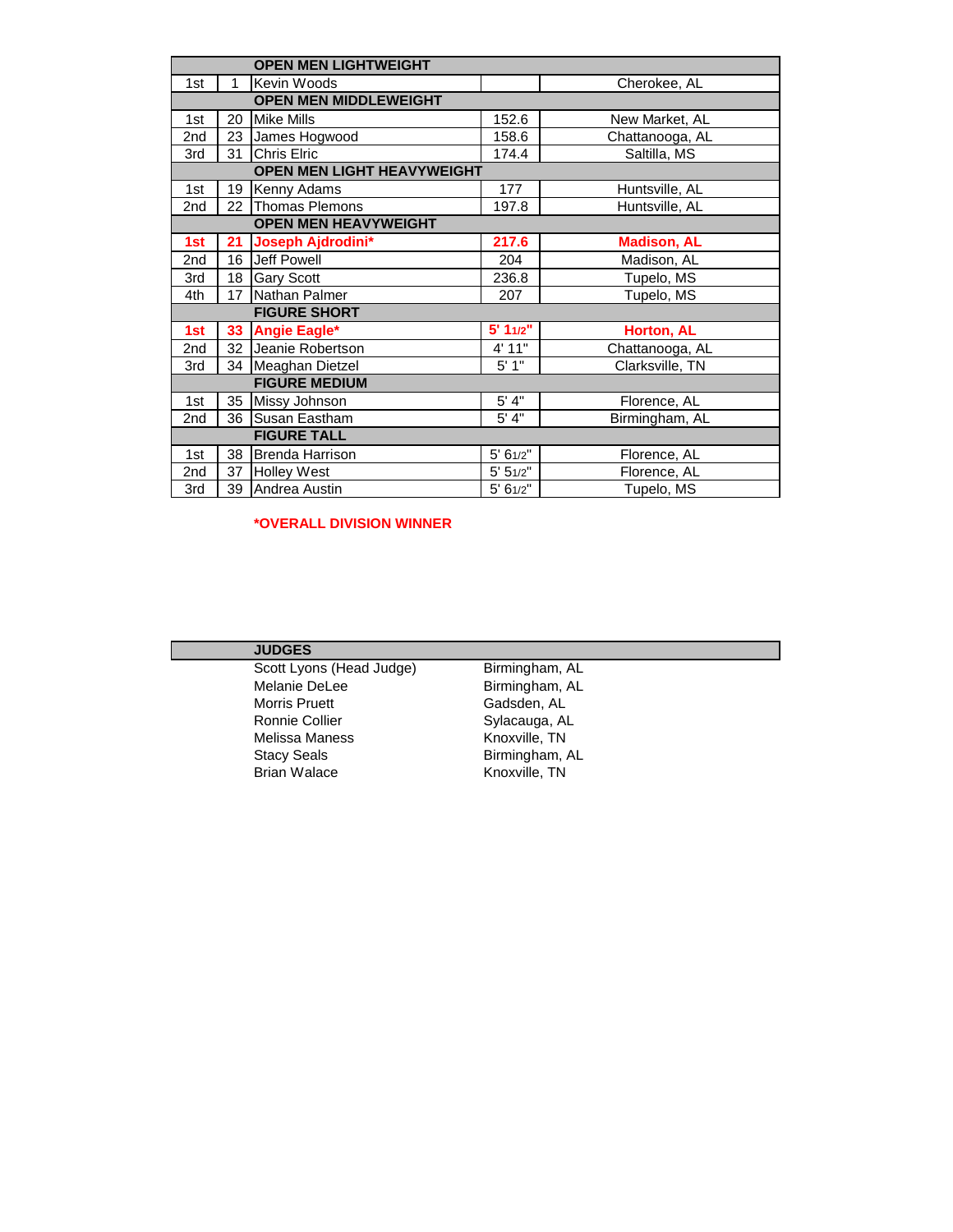| | | | | |
|---|---|---|---|---|
| | | **OPEN MEN LIGHTWEIGHT** | | |
| 1st | 1 | Kevin Woods | | Cherokee, AL |
| | | **OPEN MEN MIDDLEWEIGHT** | | |
| 1st | 20 | Mike Mills | 152.6 | New Market, AL |
| 2nd | 23 | James Hogwood | 158.6 | Chattanooga, AL |
| 3rd | 31 | Chris Elric | 174.4 | Saltilla, MS |
| | | **OPEN MEN LIGHT HEAVYWEIGHT** | | |
| 1st | 19 | Kenny Adams | 177 | Huntsville, AL |
| 2nd | 22 | Thomas Plemons | 197.8 | Huntsville, AL |
| | | **OPEN MEN HEAVYWEIGHT** | | |
| **1st** | **21** | **Joseph Ajdrodini*** | **217.6** | **Madison, AL** |
| 2nd | 16 | Jeff Powell | 204 | Madison, AL |
| 3rd | 18 | Gary Scott | 236.8 | Tupelo, MS |
| 4th | 17 | Nathan Palmer | 207 | Tupelo, MS |
| | | **FIGURE SHORT** | | |
| **1st** | **33** | **Angie Eagle*** | **5' 11/2"** | **Horton, AL** |
| 2nd | 32 | Jeanie Robertson | 4' 11" | Chattanooga, AL |
| 3rd | 34 | Meaghan Dietzel | 5' 1" | Clarksville, TN |
| | | **FIGURE MEDIUM** | | |
| 1st | 35 | Missy Johnson | 5' 4" | Florence, AL |
| 2nd | 36 | Susan Eastham | 5' 4" | Birmingham, AL |
| | | **FIGURE TALL** | | |
| 1st | 38 | Brenda Harrison | 5' 61/2" | Florence, AL |
| 2nd | 37 | Holley West | 5' 51/2" | Florence, AL |
| 3rd | 39 | Andrea Austin | 5' 61/2" | Tupelo, MS |

***OVERALL DIVISION WINNER**

| | |
|---|---|
| **JUDGES** | |
| Scott Lyons (Head Judge) | Birmingham, AL |
| Melanie DeLee | Birmingham, AL |
| Morris Pruett | Gadsden, AL |
| Ronnie Collier | Sylacauga, AL |
| Melissa Maness | Knoxville, TN |
| Stacy Seals | Birmingham, AL |
| Brian Walace | Knoxville, TN |